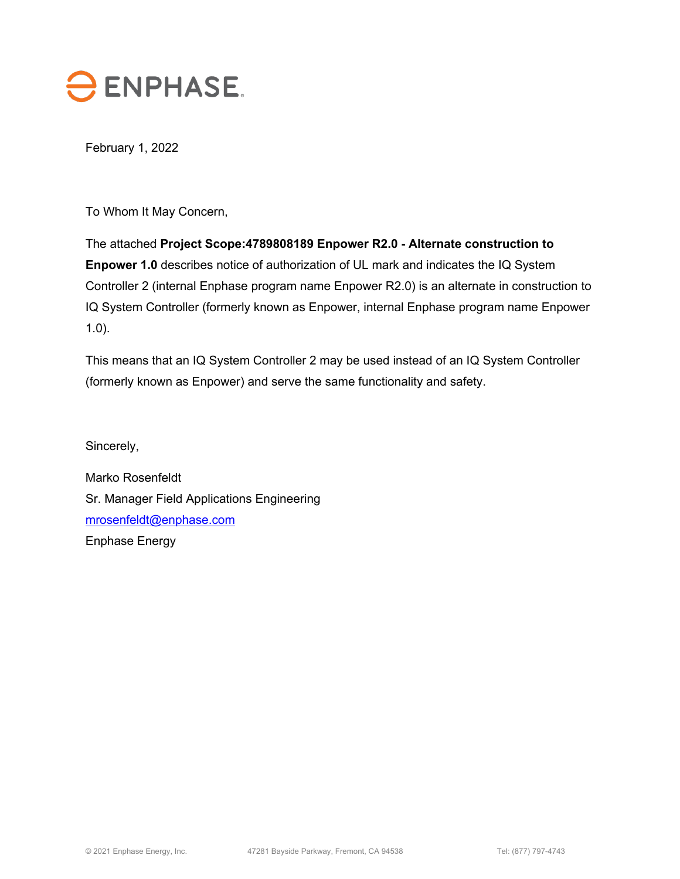ENPHASE.

February 1, 2022

To Whom It May Concern,

The attached **Project Scope:4789808189 Enpower R2.0 - Alternate construction to Enpower 1.0** describes notice of authorization of UL mark and indicates the IQ System Controller 2 (internal Enphase program name Enpower R2.0) is an alternate in construction to IQ System Controller (formerly known as Enpower, internal Enphase program name Enpower 1.0).

This means that an IQ System Controller 2 may be used instead of an IQ System Controller (formerly known as Enpower) and serve the same functionality and safety.

Sincerely,

Marko Rosenfeldt
Sr. Manager Field Applications Engineering
mrosenfeldt@enphase.com
Enphase Energy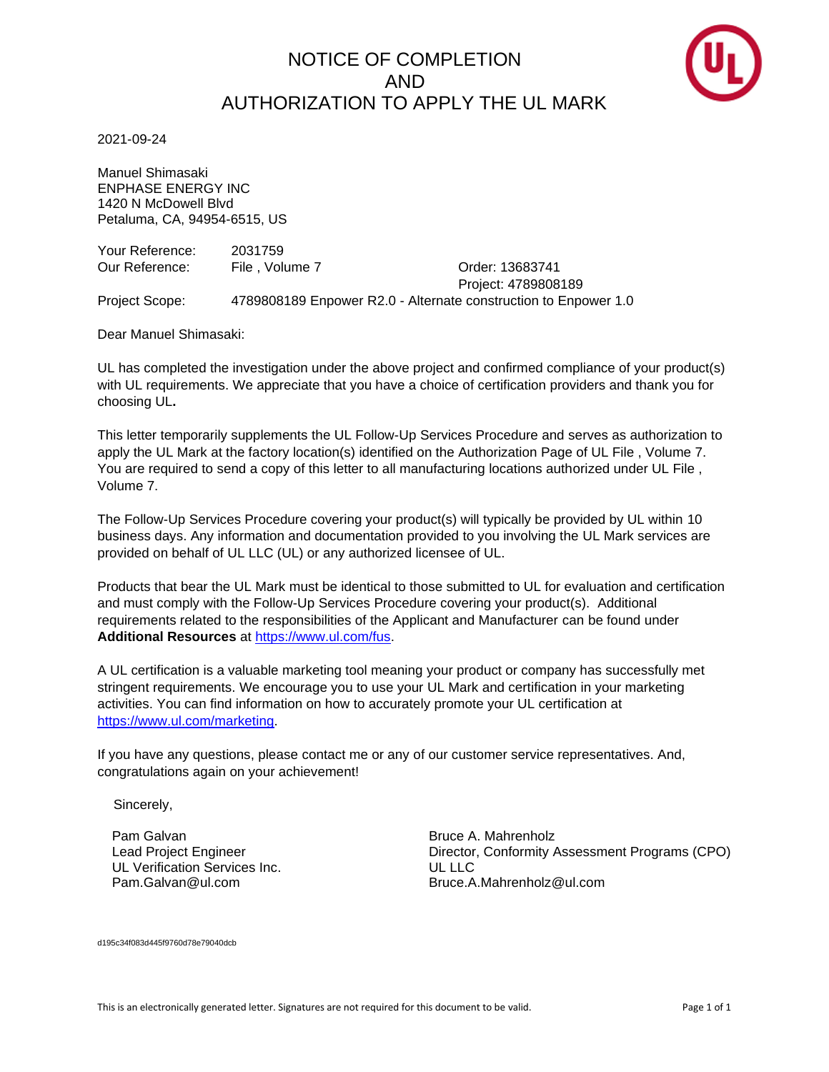# NOTICE OF COMPLETION AND AUTHORIZATION TO APPLY THE UL MARK

2021-09-24

Manuel Shimasaki
ENPHASE ENERGY INC
1420 N McDowell Blvd
Petaluma, CA, 94954-6515, US

| | | |
|---|---|---|
| Your Reference: | 2031759 | |
| Our Reference: | File , Volume 7 | Order: 13683741 |
| | | Project: 4789808189 |
| Project Scope: | 4789808189 Enpower R2.0 - Alternate construction to Enpower 1.0 | |

Dear Manuel Shimasaki:

UL has completed the investigation under the above project and confirmed compliance of your product(s) with UL requirements. We appreciate that you have a choice of certification providers and thank you for choosing UL**.**

This letter temporarily supplements the UL Follow-Up Services Procedure and serves as authorization to apply the UL Mark at the factory location(s) identified on the Authorization Page of UL File , Volume 7. You are required to send a copy of this letter to all manufacturing locations authorized under UL File , Volume 7.

The Follow-Up Services Procedure covering your product(s) will typically be provided by UL within 10 business days. Any information and documentation provided to you involving the UL Mark services are provided on behalf of UL LLC (UL) or any authorized licensee of UL.

Products that bear the UL Mark must be identical to those submitted to UL for evaluation and certification and must comply with the Follow-Up Services Procedure covering your product(s). Additional requirements related to the responsibilities of the Applicant and Manufacturer can be found under **Additional Resources** at https://www.ul.com/fus.

A UL certification is a valuable marketing tool meaning your product or company has successfully met stringent requirements. We encourage you to use your UL Mark and certification in your marketing activities. You can find information on how to accurately promote your UL certification at https://www.ul.com/marketing.

If you have any questions, please contact me or any of our customer service representatives. And, congratulations again on your achievement!

Sincerely,

Pam Galvan
Lead Project Engineer
UL Verification Services Inc.
Pam.Galvan@ul.com

Bruce A. Mahrenholz
Director, Conformity Assessment Programs (CPO)
UL LLC
Bruce.A.Mahrenholz@ul.com

d195c34f083d445f9760d78e79040dcb

This is an electronically generated letter. Signatures are not required for this document to be valid.